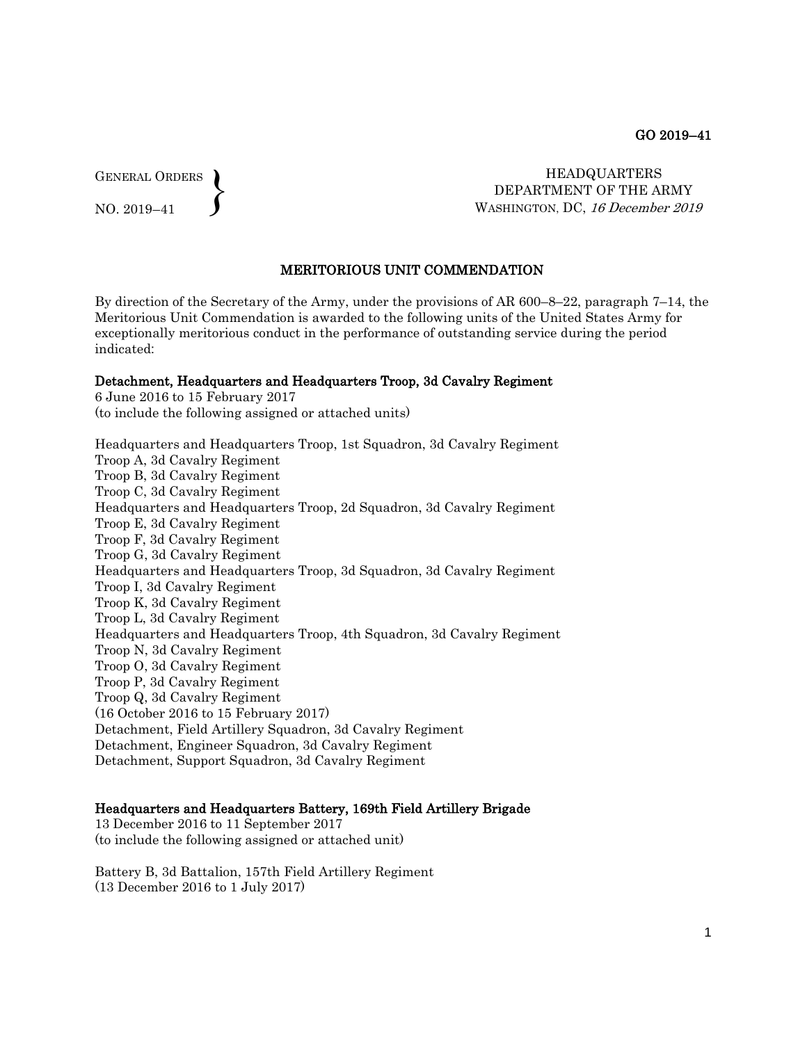GO 2019–41

GENERAL ORDERS
NO. 2019–41

HEADQUARTERS
DEPARTMENT OF THE ARMY
WASHINGTON, DC, *16 December 2019*

## MERITORIOUS UNIT COMMENDATION

By direction of the Secretary of the Army, under the provisions of AR 600–8–22, paragraph 7–14, the Meritorious Unit Commendation is awarded to the following units of the United States Army for exceptionally meritorious conduct in the performance of outstanding service during the period indicated:

**Detachment, Headquarters and Headquarters Troop, 3d Cavalry Regiment**
6 June 2016 to 15 February 2017
(to include the following assigned or attached units)

Headquarters and Headquarters Troop, 1st Squadron, 3d Cavalry Regiment
Troop A, 3d Cavalry Regiment
Troop B, 3d Cavalry Regiment
Troop C, 3d Cavalry Regiment
Headquarters and Headquarters Troop, 2d Squadron, 3d Cavalry Regiment
Troop E, 3d Cavalry Regiment
Troop F, 3d Cavalry Regiment
Troop G, 3d Cavalry Regiment
Headquarters and Headquarters Troop, 3d Squadron, 3d Cavalry Regiment
Troop I, 3d Cavalry Regiment
Troop K, 3d Cavalry Regiment
Troop L, 3d Cavalry Regiment
Headquarters and Headquarters Troop, 4th Squadron, 3d Cavalry Regiment
Troop N, 3d Cavalry Regiment
Troop O, 3d Cavalry Regiment
Troop P, 3d Cavalry Regiment
Troop Q, 3d Cavalry Regiment
(16 October 2016 to 15 February 2017)
Detachment, Field Artillery Squadron, 3d Cavalry Regiment
Detachment, Engineer Squadron, 3d Cavalry Regiment
Detachment, Support Squadron, 3d Cavalry Regiment

**Headquarters and Headquarters Battery, 169th Field Artillery Brigade**
13 December 2016 to 11 September 2017
(to include the following assigned or attached unit)

Battery B, 3d Battalion, 157th Field Artillery Regiment
(13 December 2016 to 1 July 2017)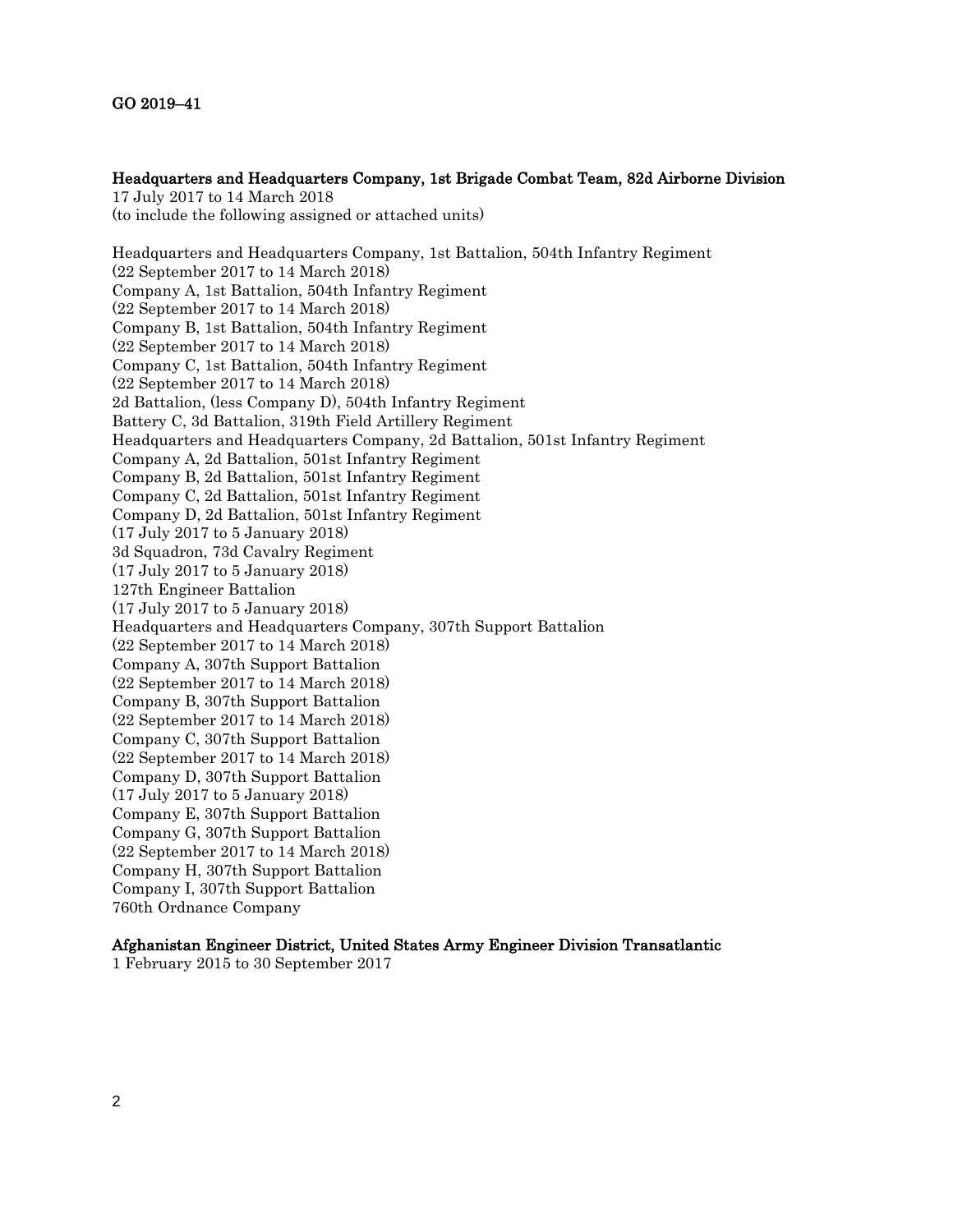**Headquarters and Headquarters Company, 1st Brigade Combat Team, 82d Airborne Division**
17 July 2017 to 14 March 2018
(to include the following assigned or attached units)

Headquarters and Headquarters Company, 1st Battalion, 504th Infantry Regiment
(22 September 2017 to 14 March 2018)
Company A, 1st Battalion, 504th Infantry Regiment
(22 September 2017 to 14 March 2018)
Company B, 1st Battalion, 504th Infantry Regiment
(22 September 2017 to 14 March 2018)
Company C, 1st Battalion, 504th Infantry Regiment
(22 September 2017 to 14 March 2018)
2d Battalion, (less Company D), 504th Infantry Regiment
Battery C, 3d Battalion, 319th Field Artillery Regiment
Headquarters and Headquarters Company, 2d Battalion, 501st Infantry Regiment
Company A, 2d Battalion, 501st Infantry Regiment
Company B, 2d Battalion, 501st Infantry Regiment
Company C, 2d Battalion, 501st Infantry Regiment
Company D, 2d Battalion, 501st Infantry Regiment
(17 July 2017 to 5 January 2018)
3d Squadron, 73d Cavalry Regiment
(17 July 2017 to 5 January 2018)
127th Engineer Battalion
(17 July 2017 to 5 January 2018)
Headquarters and Headquarters Company, 307th Support Battalion
(22 September 2017 to 14 March 2018)
Company A, 307th Support Battalion
(22 September 2017 to 14 March 2018)
Company B, 307th Support Battalion
(22 September 2017 to 14 March 2018)
Company C, 307th Support Battalion
(22 September 2017 to 14 March 2018)
Company D, 307th Support Battalion
(17 July 2017 to 5 January 2018)
Company E, 307th Support Battalion
Company G, 307th Support Battalion
(22 September 2017 to 14 March 2018)
Company H, 307th Support Battalion
Company I, 307th Support Battalion
760th Ordnance Company

**Afghanistan Engineer District, United States Army Engineer Division Transatlantic**
1 February 2015 to 30 September 2017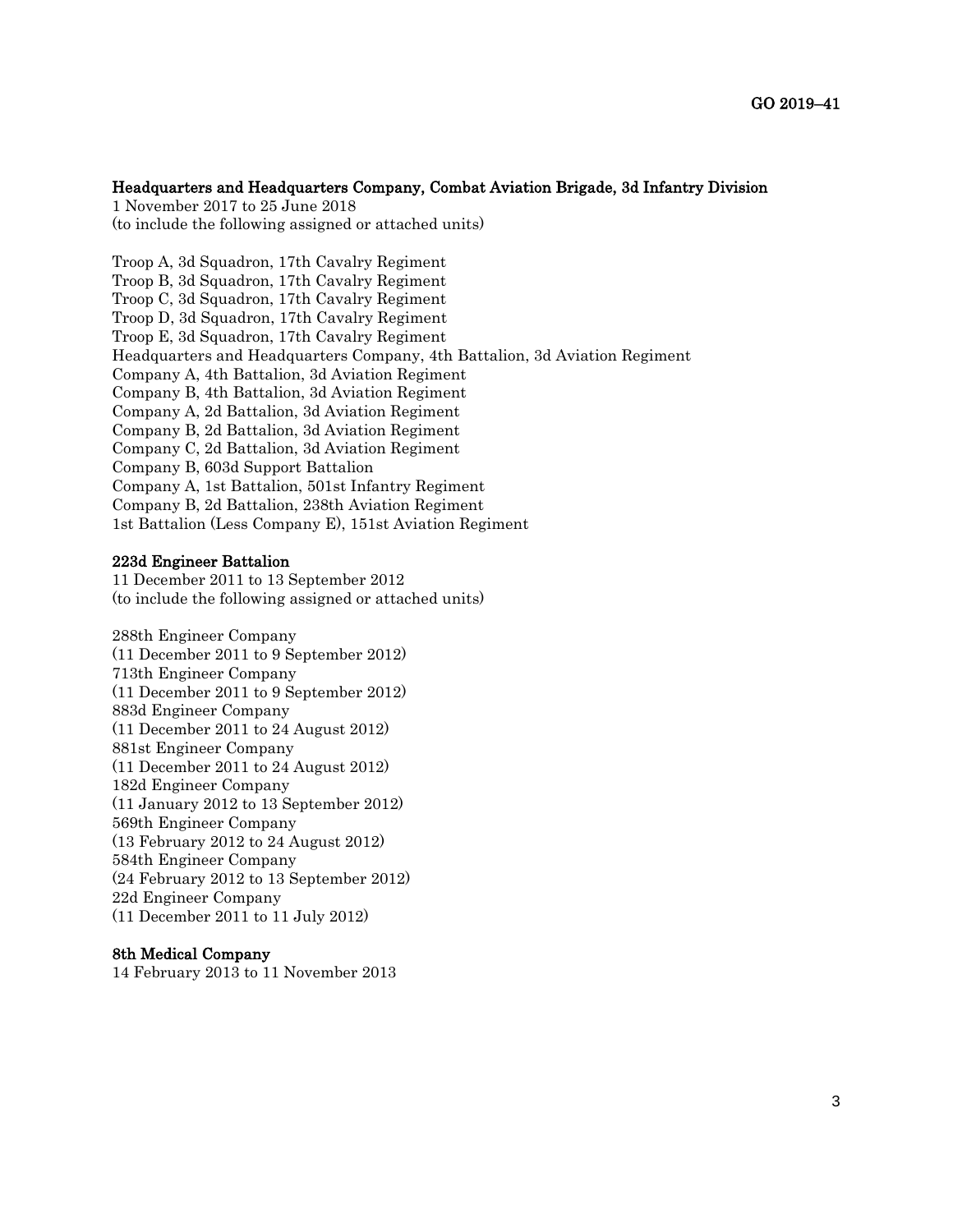**Headquarters and Headquarters Company, Combat Aviation Brigade, 3d Infantry Division**
1 November 2017 to 25 June 2018
(to include the following assigned or attached units)

Troop A, 3d Squadron, 17th Cavalry Regiment
Troop B, 3d Squadron, 17th Cavalry Regiment
Troop C, 3d Squadron, 17th Cavalry Regiment
Troop D, 3d Squadron, 17th Cavalry Regiment
Troop E, 3d Squadron, 17th Cavalry Regiment
Headquarters and Headquarters Company, 4th Battalion, 3d Aviation Regiment
Company A, 4th Battalion, 3d Aviation Regiment
Company B, 4th Battalion, 3d Aviation Regiment
Company A, 2d Battalion, 3d Aviation Regiment
Company B, 2d Battalion, 3d Aviation Regiment
Company C, 2d Battalion, 3d Aviation Regiment
Company B, 603d Support Battalion
Company A, 1st Battalion, 501st Infantry Regiment
Company B, 2d Battalion, 238th Aviation Regiment
1st Battalion (Less Company E), 151st Aviation Regiment

**223d Engineer Battalion**
11 December 2011 to 13 September 2012
(to include the following assigned or attached units)

288th Engineer Company
(11 December 2011 to 9 September 2012)
713th Engineer Company
(11 December 2011 to 9 September 2012)
883d Engineer Company
(11 December 2011 to 24 August 2012)
881st Engineer Company
(11 December 2011 to 24 August 2012)
182d Engineer Company
(11 January 2012 to 13 September 2012)
569th Engineer Company
(13 February 2012 to 24 August 2012)
584th Engineer Company
(24 February 2012 to 13 September 2012)
22d Engineer Company
(11 December 2011 to 11 July 2012)

**8th Medical Company**
14 February 2013 to 11 November 2013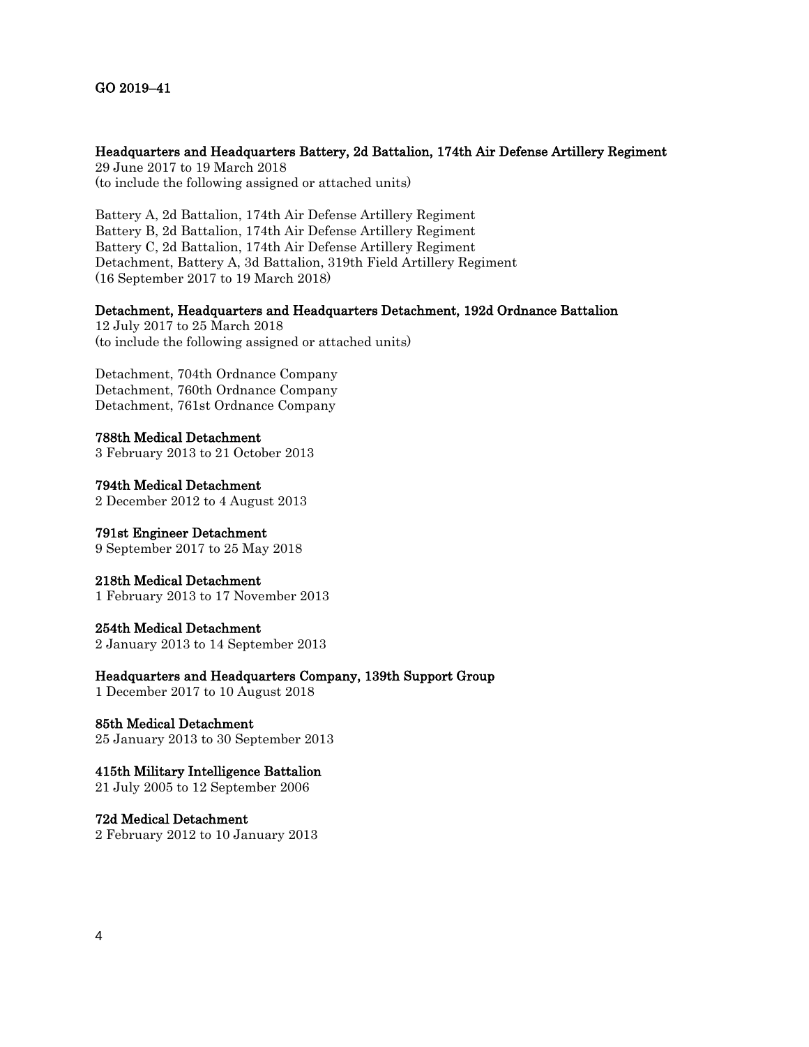**Headquarters and Headquarters Battery, 2d Battalion, 174th Air Defense Artillery Regiment**
29 June 2017 to 19 March 2018
(to include the following assigned or attached units)

Battery A, 2d Battalion, 174th Air Defense Artillery Regiment
Battery B, 2d Battalion, 174th Air Defense Artillery Regiment
Battery C, 2d Battalion, 174th Air Defense Artillery Regiment
Detachment, Battery A, 3d Battalion, 319th Field Artillery Regiment
(16 September 2017 to 19 March 2018)

**Detachment, Headquarters and Headquarters Detachment, 192d Ordnance Battalion**
12 July 2017 to 25 March 2018
(to include the following assigned or attached units)

Detachment, 704th Ordnance Company
Detachment, 760th Ordnance Company
Detachment, 761st Ordnance Company

**788th Medical Detachment**
3 February 2013 to 21 October 2013

**794th Medical Detachment**
2 December 2012 to 4 August 2013

**791st Engineer Detachment**
9 September 2017 to 25 May 2018

**218th Medical Detachment**
1 February 2013 to 17 November 2013

**254th Medical Detachment**
2 January 2013 to 14 September 2013

**Headquarters and Headquarters Company, 139th Support Group**
1 December 2017 to 10 August 2018

**85th Medical Detachment**
25 January 2013 to 30 September 2013

**415th Military Intelligence Battalion**
21 July 2005 to 12 September 2006

**72d Medical Detachment**
2 February 2012 to 10 January 2013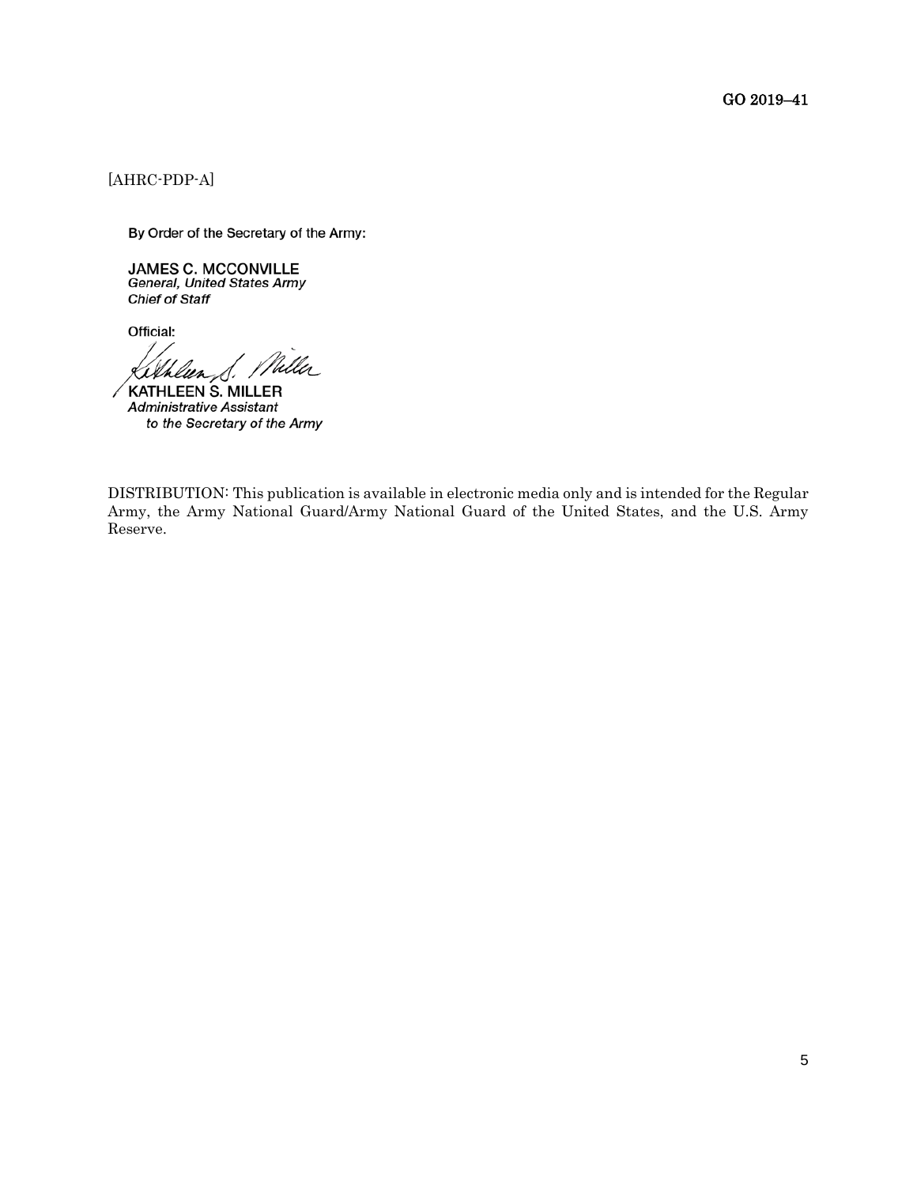[AHRC-PDP-A]

By Order of the Secretary of the Army:

**JAMES C. MCCONVILLE**
*General, United States Army*
*Chief of Staff*

Official:

**KATHLEEN S. MILLER**
*Administrative Assistant*
*to the Secretary of the Army*

DISTRIBUTION: This publication is available in electronic media only and is intended for the Regular Army, the Army National Guard/Army National Guard of the United States, and the U.S. Army Reserve.